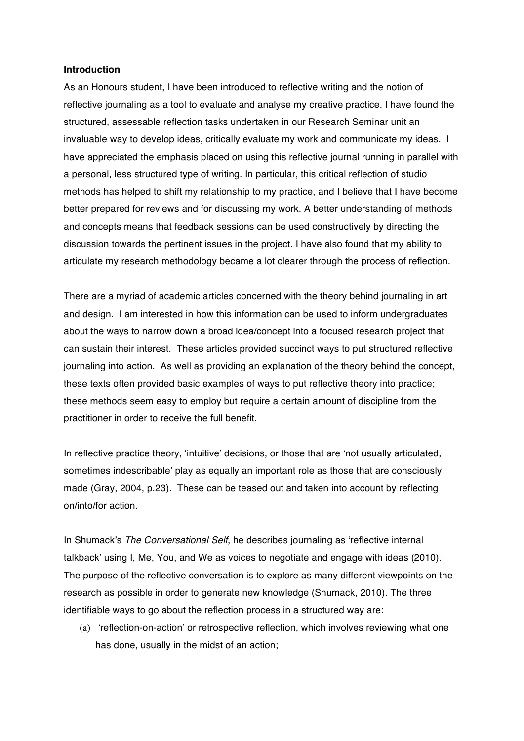**Introduction**

As an Honours student, I have been introduced to reflective writing and the notion of reflective journaling as a tool to evaluate and analyse my creative practice. I have found the structured, assessable reflection tasks undertaken in our Research Seminar unit an invaluable way to develop ideas, critically evaluate my work and communicate my ideas. I have appreciated the emphasis placed on using this reflective journal running in parallel with a personal, less structured type of writing. In particular, this critical reflection of studio methods has helped to shift my relationship to my practice, and I believe that I have become better prepared for reviews and for discussing my work. A better understanding of methods and concepts means that feedback sessions can be used constructively by directing the discussion towards the pertinent issues in the project. I have also found that my ability to articulate my research methodology became a lot clearer through the process of reflection.

There are a myriad of academic articles concerned with the theory behind journaling in art and design. I am interested in how this information can be used to inform undergraduates about the ways to narrow down a broad idea/concept into a focused research project that can sustain their interest. These articles provided succinct ways to put structured reflective journaling into action. As well as providing an explanation of the theory behind the concept, these texts often provided basic examples of ways to put reflective theory into practice; these methods seem easy to employ but require a certain amount of discipline from the practitioner in order to receive the full benefit.

In reflective practice theory, 'intuitive' decisions, or those that are 'not usually articulated, sometimes indescribable' play as equally an important role as those that are consciously made (Gray, 2004, p.23). These can be teased out and taken into account by reflecting on/into/for action.

In Shumack's *The Conversational Self*, he describes journaling as 'reflective internal talkback' using I, Me, You, and We as voices to negotiate and engage with ideas (2010). The purpose of the reflective conversation is to explore as many different viewpoints on the research as possible in order to generate new knowledge (Shumack, 2010). The three identifiable ways to go about the reflection process in a structured way are:

(a) 'reflection-on-action' or retrospective reflection, which involves reviewing what one has done, usually in the midst of an action;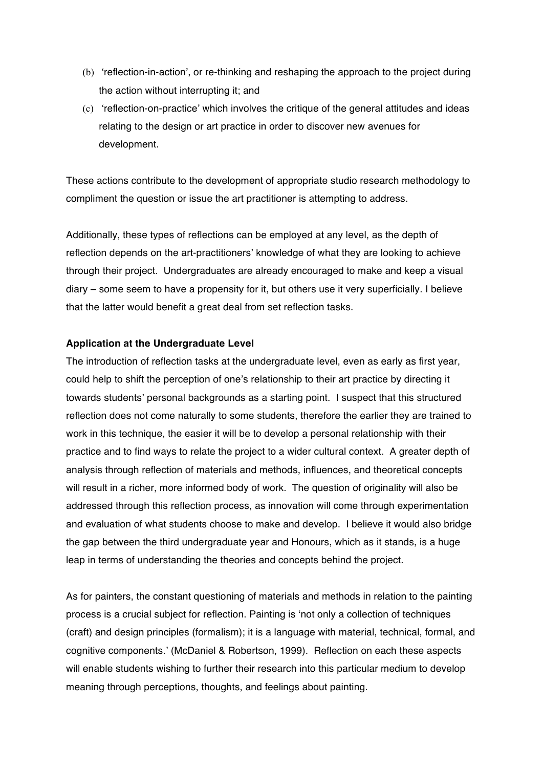(b) 'reflection-in-action', or re-thinking and reshaping the approach to the project during the action without interrupting it; and

(c) 'reflection-on-practice' which involves the critique of the general attitudes and ideas relating to the design or art practice in order to discover new avenues for development.

These actions contribute to the development of appropriate studio research methodology to compliment the question or issue the art practitioner is attempting to address.

Additionally, these types of reflections can be employed at any level, as the depth of reflection depends on the art-practitioners' knowledge of what they are looking to achieve through their project. Undergraduates are already encouraged to make and keep a visual diary – some seem to have a propensity for it, but others use it very superficially. I believe that the latter would benefit a great deal from set reflection tasks.

**Application at the Undergraduate Level**

The introduction of reflection tasks at the undergraduate level, even as early as first year, could help to shift the perception of one's relationship to their art practice by directing it towards students' personal backgrounds as a starting point. I suspect that this structured reflection does not come naturally to some students, therefore the earlier they are trained to work in this technique, the easier it will be to develop a personal relationship with their practice and to find ways to relate the project to a wider cultural context. A greater depth of analysis through reflection of materials and methods, influences, and theoretical concepts will result in a richer, more informed body of work. The question of originality will also be addressed through this reflection process, as innovation will come through experimentation and evaluation of what students choose to make and develop. I believe it would also bridge the gap between the third undergraduate year and Honours, which as it stands, is a huge leap in terms of understanding the theories and concepts behind the project.

As for painters, the constant questioning of materials and methods in relation to the painting process is a crucial subject for reflection. Painting is 'not only a collection of techniques (craft) and design principles (formalism); it is a language with material, technical, formal, and cognitive components.' (McDaniel & Robertson, 1999). Reflection on each these aspects will enable students wishing to further their research into this particular medium to develop meaning through perceptions, thoughts, and feelings about painting.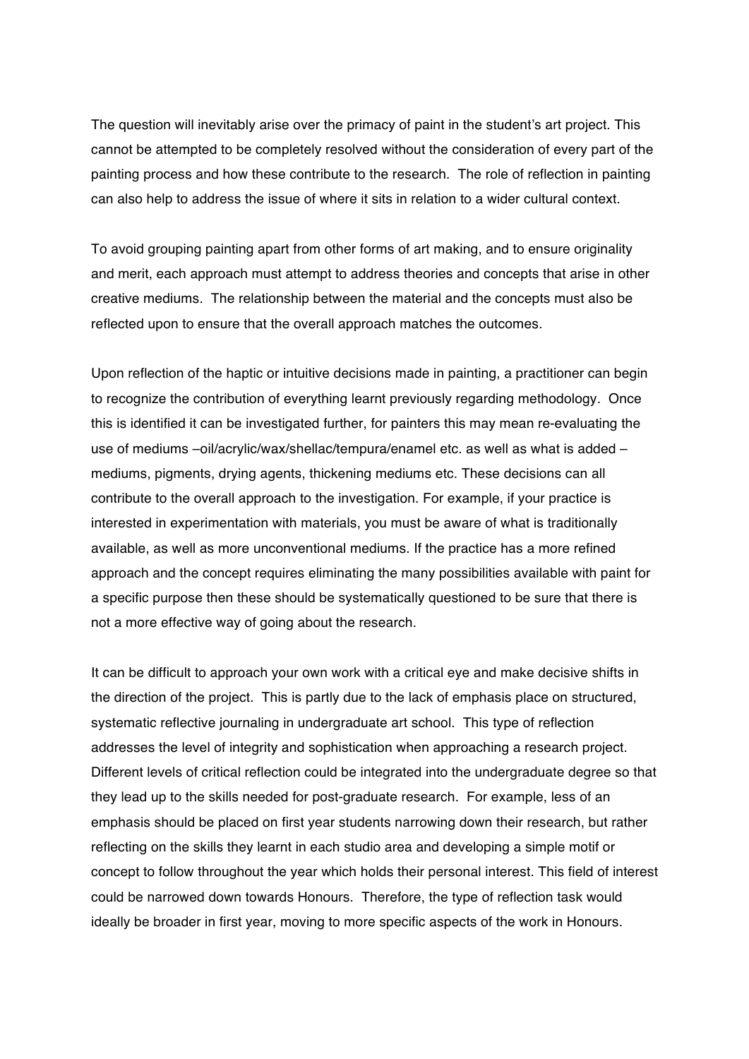The question will inevitably arise over the primacy of paint in the student's art project. This cannot be attempted to be completely resolved without the consideration of every part of the painting process and how these contribute to the research. The role of reflection in painting can also help to address the issue of where it sits in relation to a wider cultural context.

To avoid grouping painting apart from other forms of art making, and to ensure originality and merit, each approach must attempt to address theories and concepts that arise in other creative mediums. The relationship between the material and the concepts must also be reflected upon to ensure that the overall approach matches the outcomes.

Upon reflection of the haptic or intuitive decisions made in painting, a practitioner can begin to recognize the contribution of everything learnt previously regarding methodology. Once this is identified it can be investigated further, for painters this may mean re-evaluating the use of mediums –oil/acrylic/wax/shellac/tempura/enamel etc. as well as what is added – mediums, pigments, drying agents, thickening mediums etc. These decisions can all contribute to the overall approach to the investigation. For example, if your practice is interested in experimentation with materials, you must be aware of what is traditionally available, as well as more unconventional mediums. If the practice has a more refined approach and the concept requires eliminating the many possibilities available with paint for a specific purpose then these should be systematically questioned to be sure that there is not a more effective way of going about the research.

It can be difficult to approach your own work with a critical eye and make decisive shifts in the direction of the project. This is partly due to the lack of emphasis place on structured, systematic reflective journaling in undergraduate art school. This type of reflection addresses the level of integrity and sophistication when approaching a research project. Different levels of critical reflection could be integrated into the undergraduate degree so that they lead up to the skills needed for post-graduate research. For example, less of an emphasis should be placed on first year students narrowing down their research, but rather reflecting on the skills they learnt in each studio area and developing a simple motif or concept to follow throughout the year which holds their personal interest. This field of interest could be narrowed down towards Honours. Therefore, the type of reflection task would ideally be broader in first year, moving to more specific aspects of the work in Honours.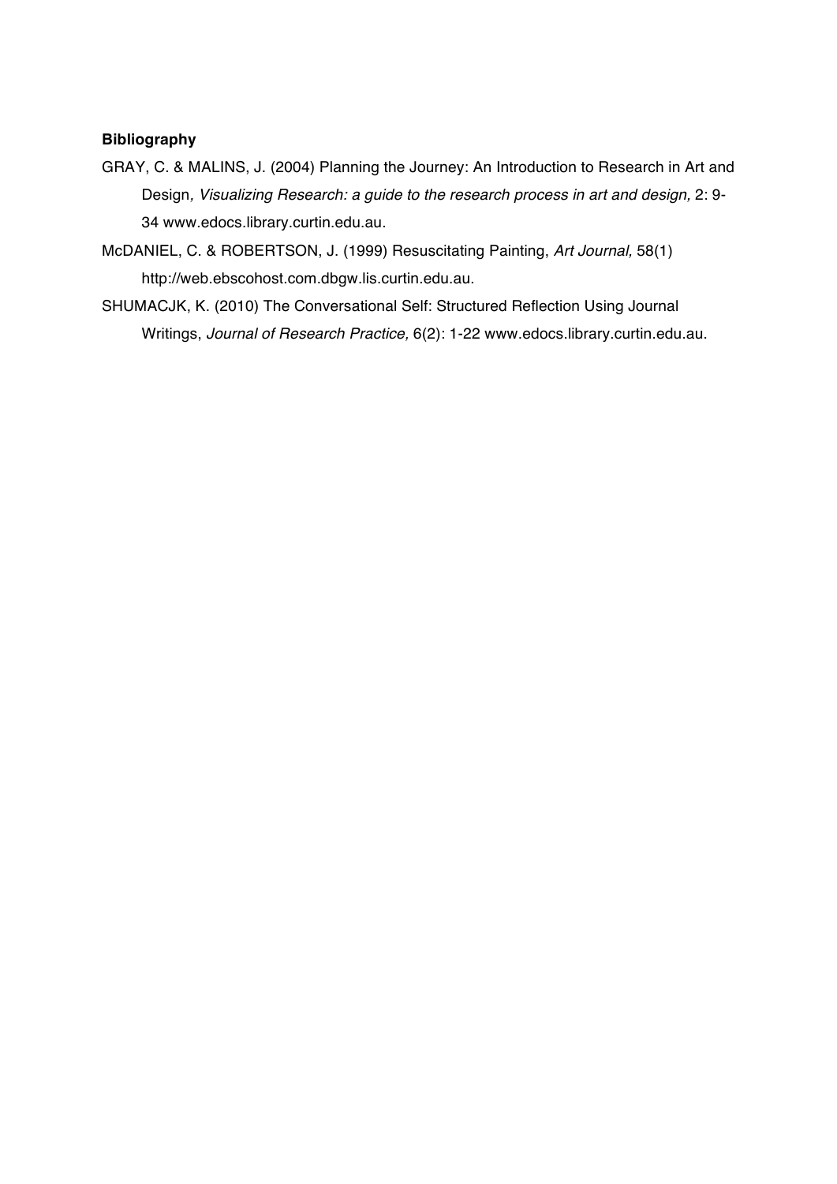**Bibliography**

GRAY, C. & MALINS, J. (2004) Planning the Journey: An Introduction to Research in Art and Design*, Visualizing Research: a guide to the research process in art and design,* 2: 9-34 www.edocs.library.curtin.edu.au.

McDANIEL, C. & ROBERTSON, J. (1999) Resuscitating Painting, *Art Journal,* 58(1) http://web.ebscohost.com.dbgw.lis.curtin.edu.au.

SHUMACJK, K. (2010) The Conversational Self: Structured Reflection Using Journal Writings, *Journal of Research Practice,* 6(2): 1-22 www.edocs.library.curtin.edu.au.